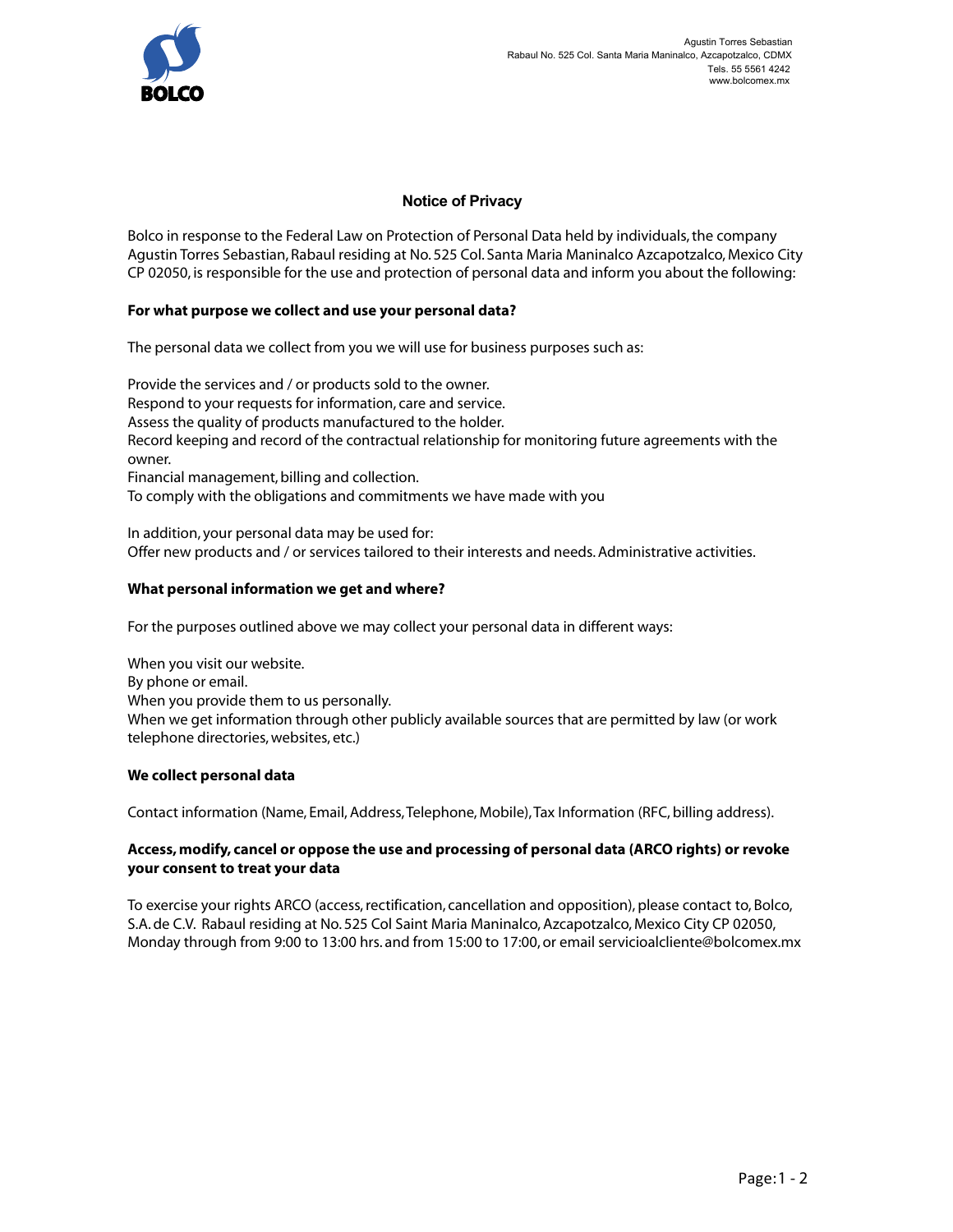BOLCO

Agustin Torres Sebastian
Rabaul No. 525 Col. Santa Maria Maninalco, Azcapotzalco, CDMX
Tels. 55 5561 4242
www.bolcomex.mx

# Notice of Privacy

Bolco in response to the Federal Law on Protection of Personal Data held by individuals, the company Agustin Torres Sebastian, Rabaul residing at No. 525 Col. Santa Maria Maninalco Azcapotzalco, Mexico City CP 02050, is responsible for the use and protection of personal data and inform you about the following:

**For what purpose we collect and use your personal data?**

The personal data we collect from you we will use for business purposes such as:

Provide the services and / or products sold to the owner.
Respond to your requests for information, care and service.
Assess the quality of products manufactured to the holder.
Record keeping and record of the contractual relationship for monitoring future agreements with the owner.
Financial management, billing and collection.
To comply with the obligations and commitments we have made with you

In addition, your personal data may be used for:
Offer new products and / or services tailored to their interests and needs. Administrative activities.

**What personal information we get and where?**

For the purposes outlined above we may collect your personal data in different ways:

When you visit our website.
By phone or email.
When you provide them to us personally.
When we get information through other publicly available sources that are permitted by law (or work telephone directories, websites, etc.)

**We collect personal data**

Contact information (Name, Email, Address, Telephone, Mobile), Tax Information (RFC, billing address).

**Access, modify, cancel or oppose the use and processing of personal data (ARCO rights) or revoke your consent to treat your data**

To exercise your rights ARCO (access, rectification, cancellation and opposition), please contact to, Bolco, S.A. de C.V. Rabaul residing at No. 525 Col Saint Maria Maninalco, Azcapotzalco, Mexico City CP 02050, Monday through from 9:00 to 13:00 hrs. and from 15:00 to 17:00, or email servicioalcliente@bolcomex.mx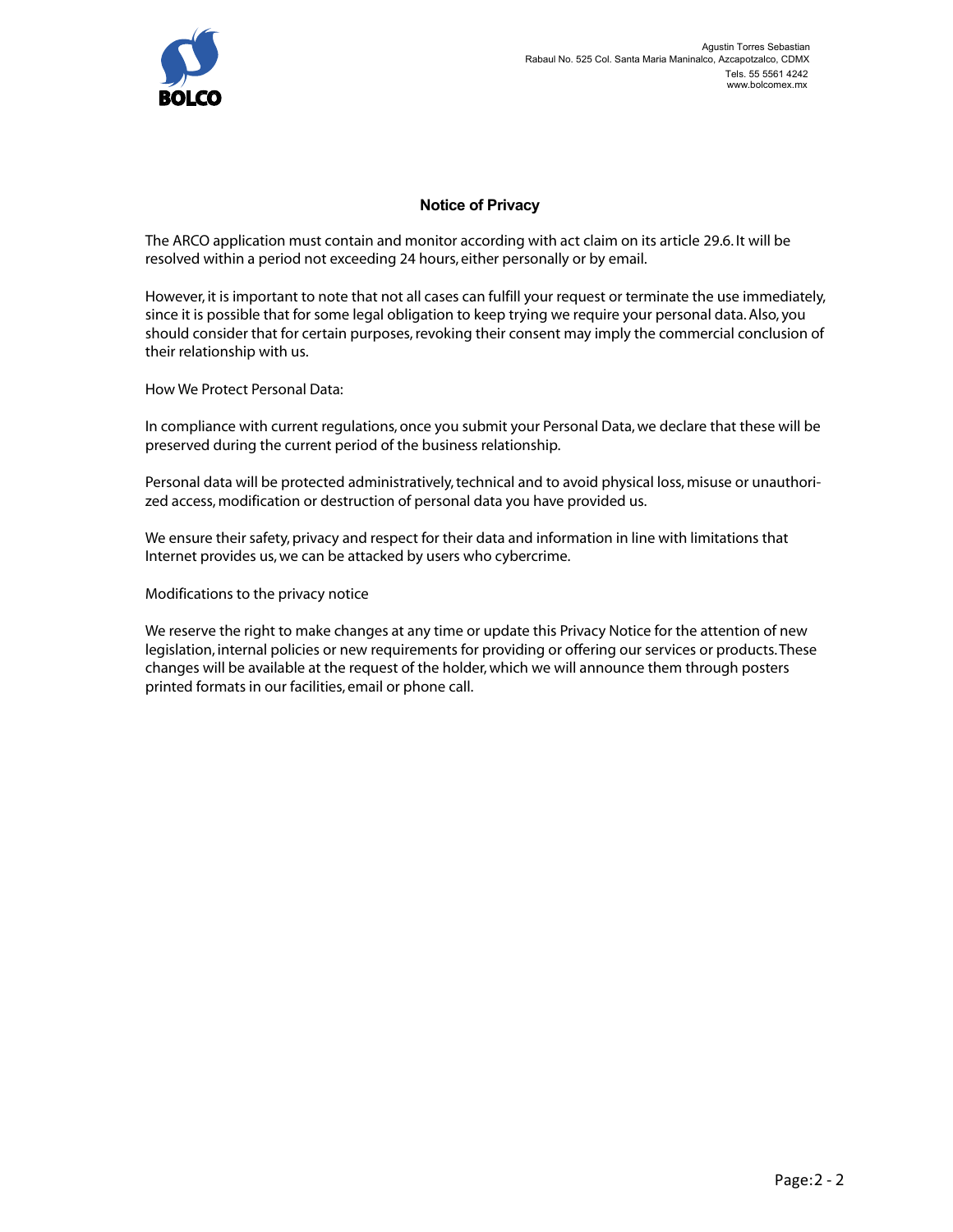# Notice of Privacy

The ARCO application must contain and monitor according with act claim on its article 29.6. It will be resolved within a period not exceeding 24 hours, either personally or by email.

However, it is important to note that not all cases can fulfill your request or terminate the use immediately, since it is possible that for some legal obligation to keep trying we require your personal data. Also, you should consider that for certain purposes, revoking their consent may imply the commercial conclusion of their relationship with us.

How We Protect Personal Data:

In compliance with current regulations, once you submit your Personal Data, we declare that these will be preserved during the current period of the business relationship.

Personal data will be protected administratively, technical and to avoid physical loss, misuse or unauthorized access, modification or destruction of personal data you have provided us.

We ensure their safety, privacy and respect for their data and information in line with limitations that Internet provides us, we can be attacked by users who cybercrime.

Modifications to the privacy notice

We reserve the right to make changes at any time or update this Privacy Notice for the attention of new legislation, internal policies or new requirements for providing or offering our services or products. These changes will be available at the request of the holder, which we will announce them through posters printed formats in our facilities, email or phone call.